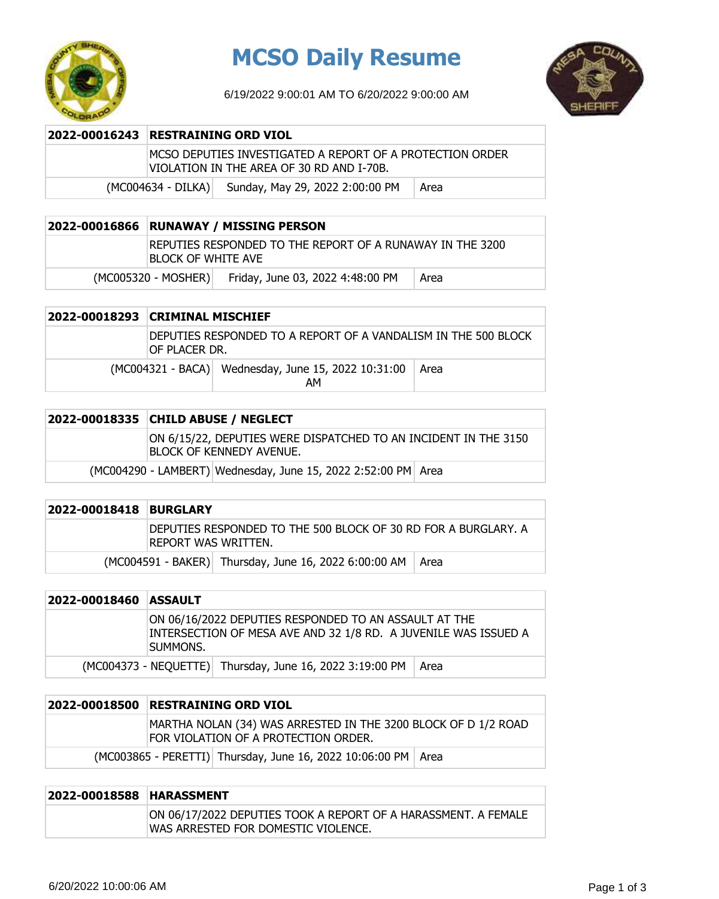# MCSO Daily Resume

6/19/2022 9:00:01 AM TO 6/20/2022 9:00:00 AM

| 2022-00016243 | RESTRAINING ORD VIOL | |
|---|---|---|
| | MCSO DEPUTIES INVESTIGATED A REPORT OF A PROTECTION ORDER VIOLATION IN THE AREA OF 30 RD AND I-70B. | |
| (MC004634 - DILKA) | Sunday, May 29, 2022 2:00:00 PM | Area |

| 2022-00016866 | RUNAWAY / MISSING PERSON | |
|---|---|---|
| | REPUTIES RESPONDED TO THE REPORT OF A RUNAWAY IN THE 3200 BLOCK OF WHITE AVE | |
| (MC005320 - MOSHER) | Friday, June 03, 2022 4:48:00 PM | Area |

| 2022-00018293 | CRIMINAL MISCHIEF | |
|---|---|---|
| | DEPUTIES RESPONDED TO A REPORT OF A VANDALISM IN THE 500 BLOCK OF PLACER DR. | |
| (MC004321 - BACA) | Wednesday, June 15, 2022 10:31:00 AM | Area |

| 2022-00018335 | CHILD ABUSE / NEGLECT | |
|---|---|---|
| | ON 6/15/22, DEPUTIES WERE DISPATCHED TO AN INCIDENT IN THE 3150 BLOCK OF KENNEDY AVENUE. | |
| (MC004290 - LAMBERT) | Wednesday, June 15, 2022 2:52:00 PM | Area |

| 2022-00018418 | BURGLARY | |
|---|---|---|
| | DEPUTIES RESPONDED TO THE 500 BLOCK OF 30 RD FOR A BURGLARY. A REPORT WAS WRITTEN. | |
| (MC004591 - BAKER) | Thursday, June 16, 2022 6:00:00 AM | Area |

| 2022-00018460 | ASSAULT | |
|---|---|---|
| | ON 06/16/2022 DEPUTIES RESPONDED TO AN ASSAULT AT THE INTERSECTION OF MESA AVE AND 32 1/8 RD. A JUVENILE WAS ISSUED A SUMMONS. | |
| (MC004373 - NEQUETTE) | Thursday, June 16, 2022 3:19:00 PM | Area |

| 2022-00018500 | RESTRAINING ORD VIOL | |
|---|---|---|
| | MARTHA NOLAN (34) WAS ARRESTED IN THE 3200 BLOCK OF D 1/2 ROAD FOR VIOLATION OF A PROTECTION ORDER. | |
| (MC003865 - PERETTI) | Thursday, June 16, 2022 10:06:00 PM | Area |

| 2022-00018588 | HARASSMENT |
|---|---|
| | ON 06/17/2022 DEPUTIES TOOK A REPORT OF A HARASSMENT. A FEMALE WAS ARRESTED FOR DOMESTIC VIOLENCE. |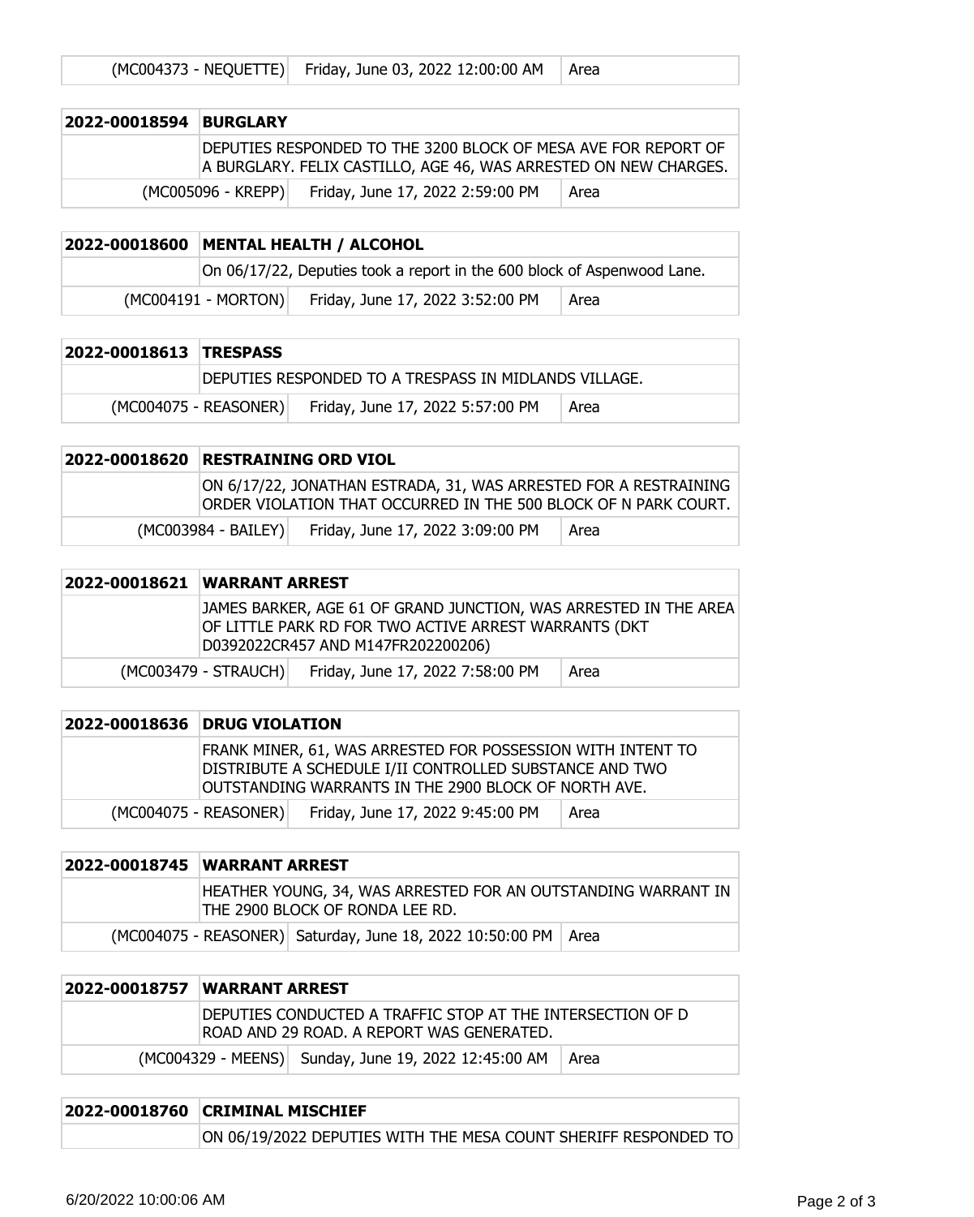| (MC004373 - NEQUETTE) | Friday, June 03, 2022 12:00:00 AM | Area |
|---|---|---|

| 2022-00018594 | BURGLARY | |
|---|---|---|
| | DEPUTIES RESPONDED TO THE 3200 BLOCK OF MESA AVE FOR REPORT OF A BURGLARY. FELIX CASTILLO, AGE 46, WAS ARRESTED ON NEW CHARGES. | |
| (MC005096 - KREPP) | Friday, June 17, 2022 2:59:00 PM | Area |

| 2022-00018600 | MENTAL HEALTH / ALCOHOL | |
|---|---|---|
| | On 06/17/22, Deputies took a report in the 600 block of Aspenwood Lane. | |
| (MC004191 - MORTON) | Friday, June 17, 2022 3:52:00 PM | Area |

| 2022-00018613 | TRESPASS | |
|---|---|---|
| | DEPUTIES RESPONDED TO A TRESPASS IN MIDLANDS VILLAGE. | |
| (MC004075 - REASONER) | Friday, June 17, 2022 5:57:00 PM | Area |

| 2022-00018620 | RESTRAINING ORD VIOL | |
|---|---|---|
| | ON 6/17/22, JONATHAN ESTRADA, 31, WAS ARRESTED FOR A RESTRAINING ORDER VIOLATION THAT OCCURRED IN THE 500 BLOCK OF N PARK COURT. | |
| (MC003984 - BAILEY) | Friday, June 17, 2022 3:09:00 PM | Area |

| 2022-00018621 | WARRANT ARREST | |
|---|---|---|
| | JAMES BARKER, AGE 61 OF GRAND JUNCTION, WAS ARRESTED IN THE AREA OF LITTLE PARK RD FOR TWO ACTIVE ARREST WARRANTS (DKT D0392022CR457 AND M147FR202200206) | |
| (MC003479 - STRAUCH) | Friday, June 17, 2022 7:58:00 PM | Area |

| 2022-00018636 | DRUG VIOLATION | |
|---|---|---|
| | FRANK MINER, 61, WAS ARRESTED FOR POSSESSION WITH INTENT TO DISTRIBUTE A SCHEDULE I/II CONTROLLED SUBSTANCE AND TWO OUTSTANDING WARRANTS IN THE 2900 BLOCK OF NORTH AVE. | |
| (MC004075 - REASONER) | Friday, June 17, 2022 9:45:00 PM | Area |

| 2022-00018745 | WARRANT ARREST | |
|---|---|---|
| | HEATHER YOUNG, 34, WAS ARRESTED FOR AN OUTSTANDING WARRANT IN THE 2900 BLOCK OF RONDA LEE RD. | |
| (MC004075 - REASONER) | Saturday, June 18, 2022 10:50:00 PM | Area |

| 2022-00018757 | WARRANT ARREST | |
|---|---|---|
| | DEPUTIES CONDUCTED A TRAFFIC STOP AT THE INTERSECTION OF D ROAD AND 29 ROAD. A REPORT WAS GENERATED. | |
| (MC004329 - MEENS) | Sunday, June 19, 2022 12:45:00 AM | Area |

| 2022-00018760 | CRIMINAL MISCHIEF | |
|---|---|---|
| | ON 06/19/2022 DEPUTIES WITH THE MESA COUNT SHERIFF RESPONDED TO | |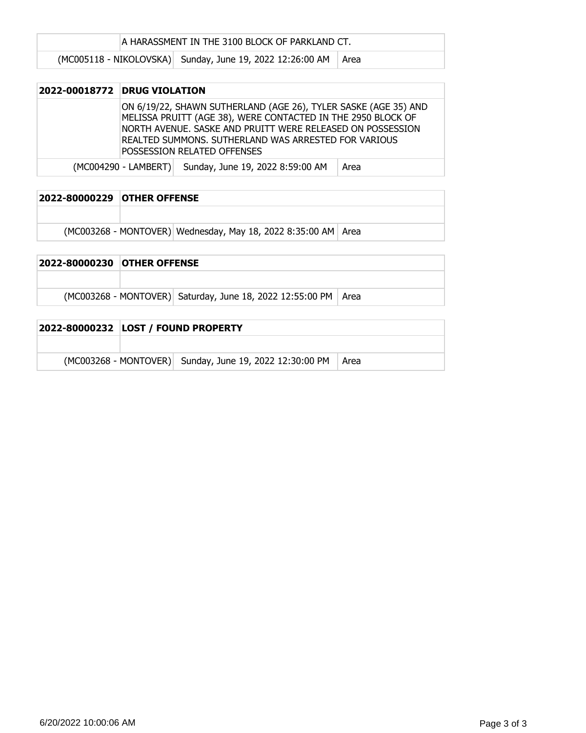| | | |
|---|---|---|
| | A HARASSMENT IN THE 3100 BLOCK OF PARKLAND CT. | |
| (MC005118 - NIKOLOVSKA) | Sunday, June 19, 2022 12:26:00 AM | Area |

| **2022-00018772** | **DRUG VIOLATION** | |
|---|---|---|
| | ON 6/19/22, SHAWN SUTHERLAND (AGE 26), TYLER SASKE (AGE 35) AND MELISSA PRUITT (AGE 38), WERE CONTACTED IN THE 2950 BLOCK OF NORTH AVENUE. SASKE AND PRUITT WERE RELEASED ON POSSESSION REALTED SUMMONS. SUTHERLAND WAS ARRESTED FOR VARIOUS POSSESSION RELATED OFFENSES | |
| (MC004290 - LAMBERT) | Sunday, June 19, 2022 8:59:00 AM | Area |

| **2022-80000229** | **OTHER OFFENSE** | |
|---|---|---|
| | | |
| (MC003268 - MONTOVER) | Wednesday, May 18, 2022 8:35:00 AM | Area |

| **2022-80000230** | **OTHER OFFENSE** | |
|---|---|---|
| | | |
| (MC003268 - MONTOVER) | Saturday, June 18, 2022 12:55:00 PM | Area |

| **2022-80000232** | **LOST / FOUND PROPERTY** | |
|---|---|---|
| | | |
| (MC003268 - MONTOVER) | Sunday, June 19, 2022 12:30:00 PM | Area |

6/20/2022 10:00:06 AM